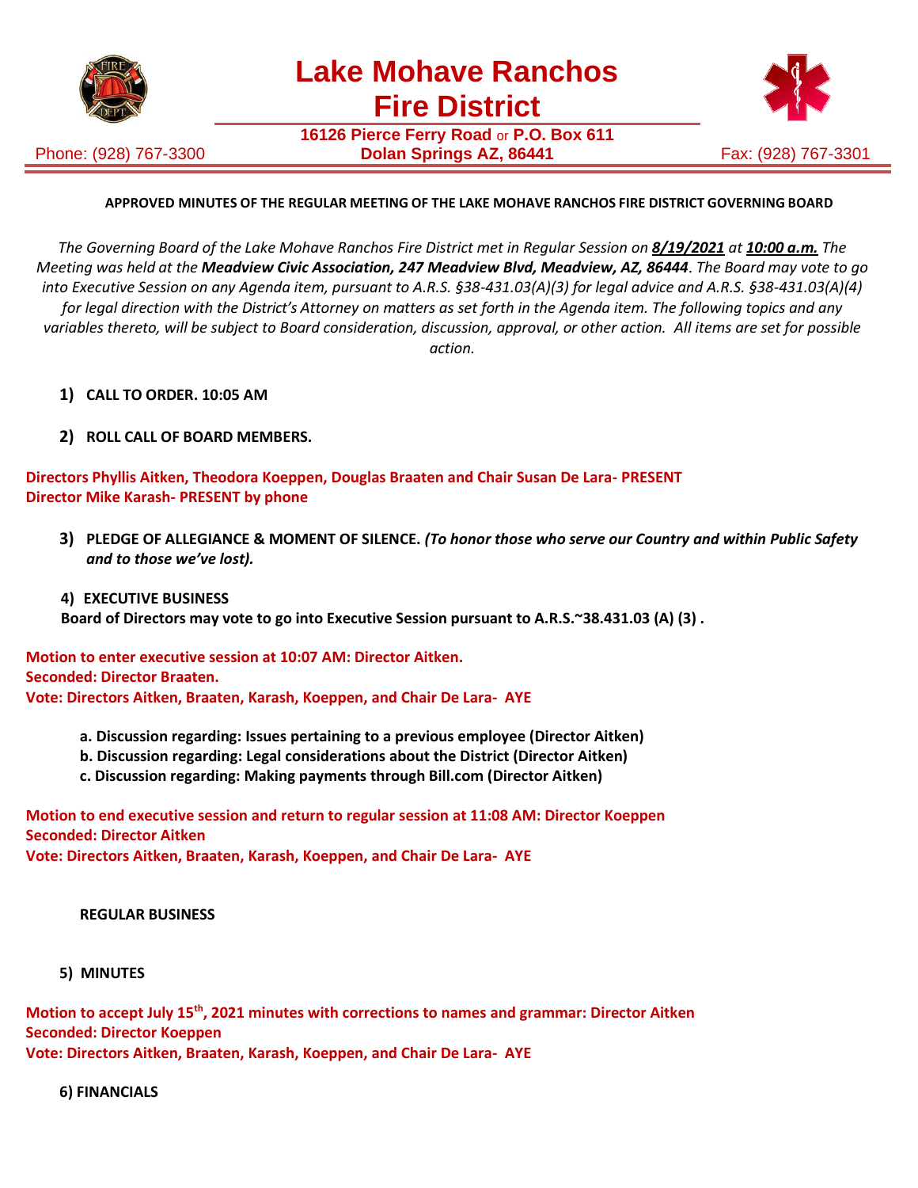# Lake Mohave Ranchos Fire District

**16126 Pierce Ferry Road** or **P.O. Box 611**
**Dolan Springs AZ, 86441**

Phone: (928) 767-3300 Fax: (928) 767-3301

**APPROVED MINUTES OF THE REGULAR MEETING OF THE LAKE MOHAVE RANCHOS FIRE DISTRICT GOVERNING BOARD**

*The Governing Board of the Lake Mohave Ranchos Fire District met in Regular Session on **8/19/2021** at **10:00 a.m.** The Meeting was held at the **Meadview Civic Association, 247 Meadview Blvd, Meadview, AZ, 86444**. The Board may vote to go into Executive Session on any Agenda item, pursuant to A.R.S. §38-431.03(A)(3) for legal advice and A.R.S. §38-431.03(A)(4) for legal direction with the District's Attorney on matters as set forth in the Agenda item. The following topics and any variables thereto, will be subject to Board consideration, discussion, approval, or other action. All items are set for possible action.*

1) **CALL TO ORDER. 10:05 AM**

2) **ROLL CALL OF BOARD MEMBERS.**

**Directors Phyllis Aitken, Theodora Koeppen, Douglas Braaten and Chair Susan De Lara- PRESENT**
**Director Mike Karash- PRESENT by phone**

3) **PLEDGE OF ALLEGIANCE & MOMENT OF SILENCE.** ***(To honor those who serve our Country and within Public Safety and to those we've lost).***

4) **EXECUTIVE BUSINESS**
**Board of Directors may vote to go into Executive Session pursuant to A.R.S.~38.431.03 (A) (3) .**

**Motion to enter executive session at 10:07 AM: Director Aitken.**
**Seconded: Director Braaten.**
**Vote: Directors Aitken, Braaten, Karash, Koeppen, and Chair De Lara- AYE**

a. **Discussion regarding: Issues pertaining to a previous employee (Director Aitken)**
b. **Discussion regarding: Legal considerations about the District (Director Aitken)**
c. **Discussion regarding: Making payments through Bill.com (Director Aitken)**

**Motion to end executive session and return to regular session at 11:08 AM: Director Koeppen**
**Seconded: Director Aitken**
**Vote: Directors Aitken, Braaten, Karash, Koeppen, and Chair De Lara- AYE**

**REGULAR BUSINESS**

5) **MINUTES**

**Motion to accept July 15th, 2021 minutes with corrections to names and grammar: Director Aitken**
**Seconded: Director Koeppen**
**Vote: Directors Aitken, Braaten, Karash, Koeppen, and Chair De Lara- AYE**

6) **FINANCIALS**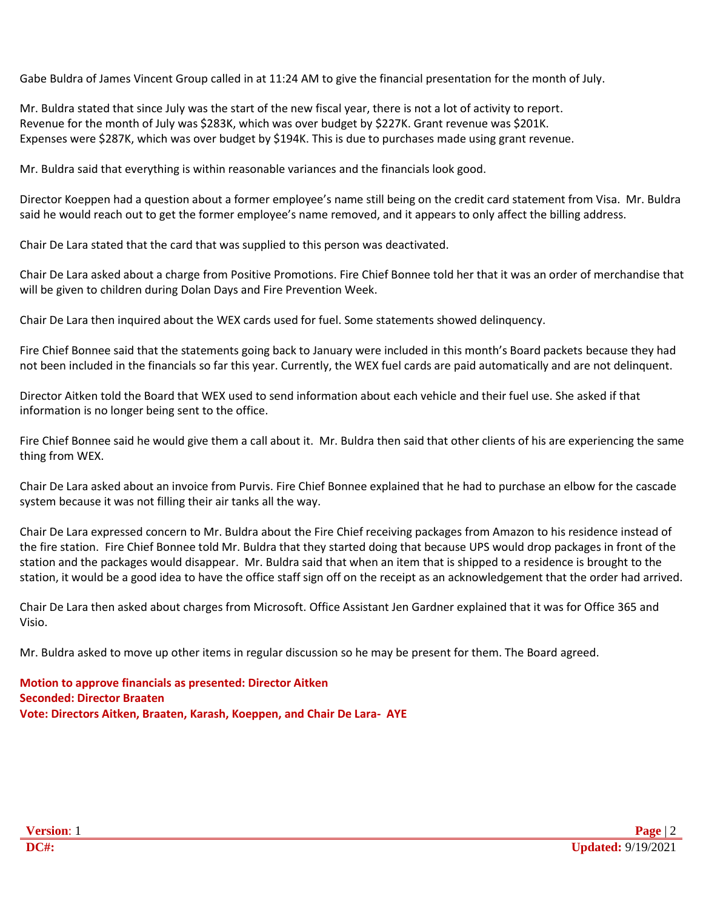Gabe Buldra of James Vincent Group called in at 11:24 AM to give the financial presentation for the month of July.

Mr. Buldra stated that since July was the start of the new fiscal year, there is not a lot of activity to report.
Revenue for the month of July was $283K, which was over budget by $227K. Grant revenue was $201K.
Expenses were $287K, which was over budget by $194K. This is due to purchases made using grant revenue.

Mr. Buldra said that everything is within reasonable variances and the financials look good.

Director Koeppen had a question about a former employee's name still being on the credit card statement from Visa. Mr. Buldra said he would reach out to get the former employee's name removed, and it appears to only affect the billing address.

Chair De Lara stated that the card that was supplied to this person was deactivated.

Chair De Lara asked about a charge from Positive Promotions. Fire Chief Bonnee told her that it was an order of merchandise that will be given to children during Dolan Days and Fire Prevention Week.

Chair De Lara then inquired about the WEX cards used for fuel. Some statements showed delinquency.

Fire Chief Bonnee said that the statements going back to January were included in this month's Board packets because they had not been included in the financials so far this year. Currently, the WEX fuel cards are paid automatically and are not delinquent.

Director Aitken told the Board that WEX used to send information about each vehicle and their fuel use. She asked if that information is no longer being sent to the office.

Fire Chief Bonnee said he would give them a call about it. Mr. Buldra then said that other clients of his are experiencing the same thing from WEX.

Chair De Lara asked about an invoice from Purvis. Fire Chief Bonnee explained that he had to purchase an elbow for the cascade system because it was not filling their air tanks all the way.

Chair De Lara expressed concern to Mr. Buldra about the Fire Chief receiving packages from Amazon to his residence instead of the fire station. Fire Chief Bonnee told Mr. Buldra that they started doing that because UPS would drop packages in front of the station and the packages would disappear. Mr. Buldra said that when an item that is shipped to a residence is brought to the station, it would be a good idea to have the office staff sign off on the receipt as an acknowledgement that the order had arrived.

Chair De Lara then asked about charges from Microsoft. Office Assistant Jen Gardner explained that it was for Office 365 and Visio.

Mr. Buldra asked to move up other items in regular discussion so he may be present for them. The Board agreed.

**Motion to approve financials as presented: Director Aitken**
**Seconded: Director Braaten**
**Vote: Directors Aitken, Braaten, Karash, Koeppen, and Chair De Lara- AYE**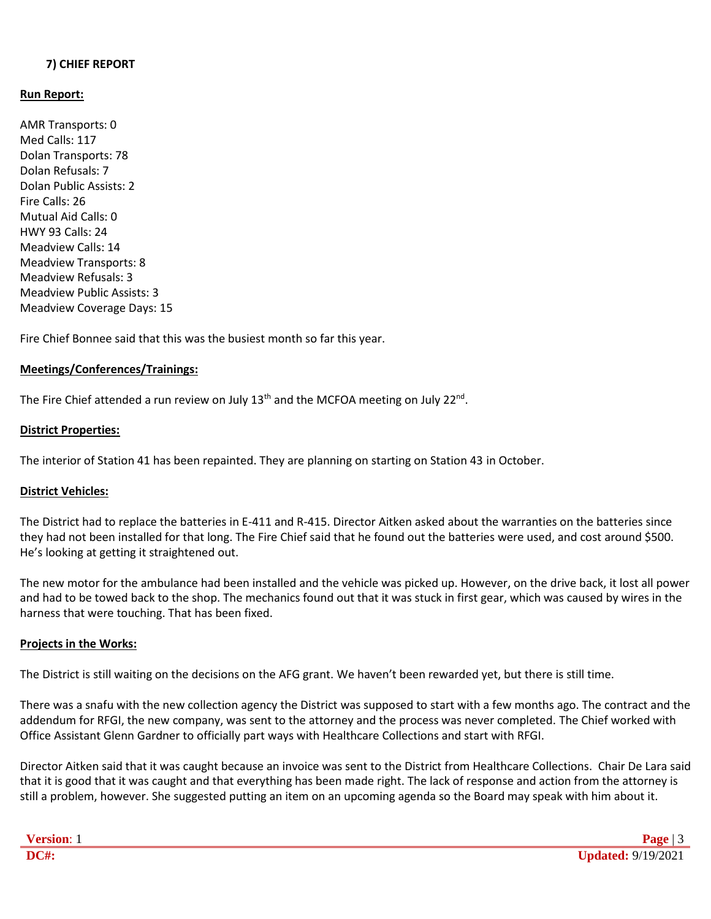## 7) CHIEF REPORT

**Run Report:**

AMR Transports: 0
Med Calls: 117
Dolan Transports: 78
Dolan Refusals: 7
Dolan Public Assists: 2
Fire Calls: 26
Mutual Aid Calls: 0
HWY 93 Calls: 24
Meadview Calls: 14
Meadview Transports: 8
Meadview Refusals: 3
Meadview Public Assists: 3
Meadview Coverage Days: 15

Fire Chief Bonnee said that this was the busiest month so far this year.

**Meetings/Conferences/Trainings:**

The Fire Chief attended a run review on July 13th and the MCFOA meeting on July 22nd.

**District Properties:**

The interior of Station 41 has been repainted. They are planning on starting on Station 43 in October.

**District Vehicles:**

The District had to replace the batteries in E-411 and R-415. Director Aitken asked about the warranties on the batteries since they had not been installed for that long. The Fire Chief said that he found out the batteries were used, and cost around $500. He's looking at getting it straightened out.

The new motor for the ambulance had been installed and the vehicle was picked up. However, on the drive back, it lost all power and had to be towed back to the shop. The mechanics found out that it was stuck in first gear, which was caused by wires in the harness that were touching. That has been fixed.

**Projects in the Works:**

The District is still waiting on the decisions on the AFG grant. We haven't been rewarded yet, but there is still time.

There was a snafu with the new collection agency the District was supposed to start with a few months ago. The contract and the addendum for RFGI, the new company, was sent to the attorney and the process was never completed. The Chief worked with Office Assistant Glenn Gardner to officially part ways with Healthcare Collections and start with RFGI.

Director Aitken said that it was caught because an invoice was sent to the District from Healthcare Collections. Chair De Lara said that it is good that it was caught and that everything has been made right. The lack of response and action from the attorney is still a problem, however. She suggested putting an item on an upcoming agenda so the Board may speak with him about it.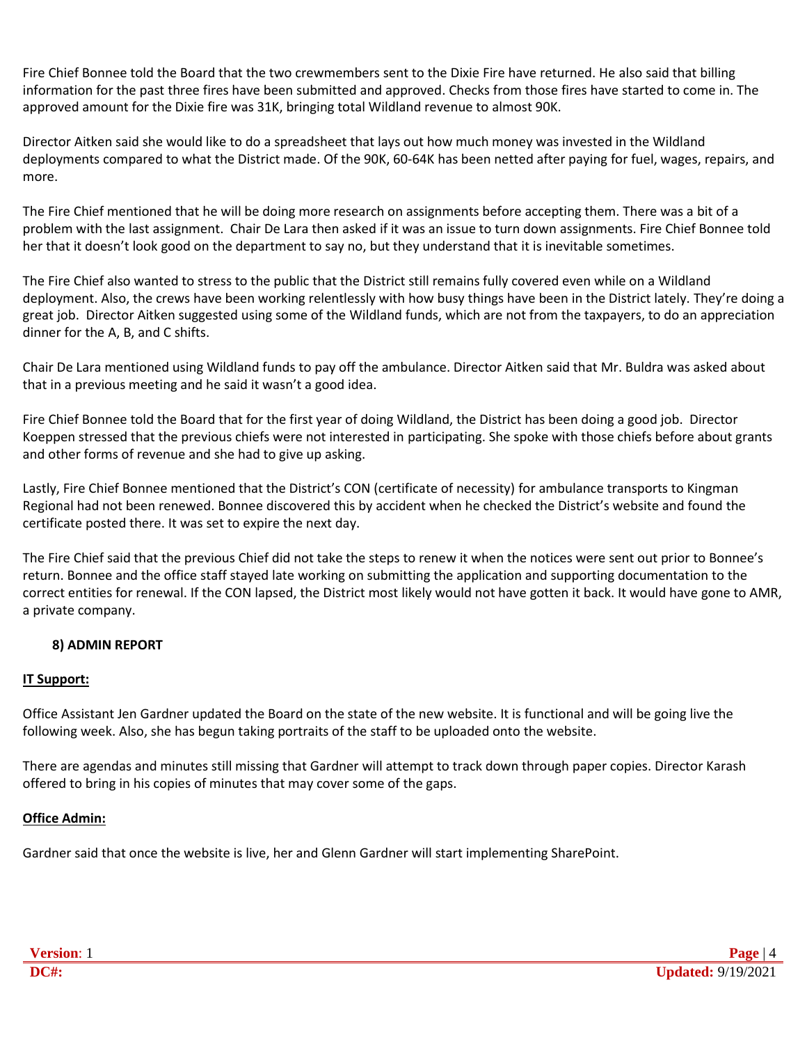Fire Chief Bonnee told the Board that the two crewmembers sent to the Dixie Fire have returned. He also said that billing information for the past three fires have been submitted and approved. Checks from those fires have started to come in. The approved amount for the Dixie fire was 31K, bringing total Wildland revenue to almost 90K.

Director Aitken said she would like to do a spreadsheet that lays out how much money was invested in the Wildland deployments compared to what the District made. Of the 90K, 60-64K has been netted after paying for fuel, wages, repairs, and more.

The Fire Chief mentioned that he will be doing more research on assignments before accepting them. There was a bit of a problem with the last assignment. Chair De Lara then asked if it was an issue to turn down assignments. Fire Chief Bonnee told her that it doesn't look good on the department to say no, but they understand that it is inevitable sometimes.

The Fire Chief also wanted to stress to the public that the District still remains fully covered even while on a Wildland deployment. Also, the crews have been working relentlessly with how busy things have been in the District lately. They're doing a great job. Director Aitken suggested using some of the Wildland funds, which are not from the taxpayers, to do an appreciation dinner for the A, B, and C shifts.

Chair De Lara mentioned using Wildland funds to pay off the ambulance. Director Aitken said that Mr. Buldra was asked about that in a previous meeting and he said it wasn't a good idea.

Fire Chief Bonnee told the Board that for the first year of doing Wildland, the District has been doing a good job. Director Koeppen stressed that the previous chiefs were not interested in participating. She spoke with those chiefs before about grants and other forms of revenue and she had to give up asking.

Lastly, Fire Chief Bonnee mentioned that the District's CON (certificate of necessity) for ambulance transports to Kingman Regional had not been renewed. Bonnee discovered this by accident when he checked the District's website and found the certificate posted there. It was set to expire the next day.

The Fire Chief said that the previous Chief did not take the steps to renew it when the notices were sent out prior to Bonnee's return. Bonnee and the office staff stayed late working on submitting the application and supporting documentation to the correct entities for renewal. If the CON lapsed, the District most likely would not have gotten it back. It would have gone to AMR, a private company.

**8) ADMIN REPORT**

**IT Support:**

Office Assistant Jen Gardner updated the Board on the state of the new website. It is functional and will be going live the following week. Also, she has begun taking portraits of the staff to be uploaded onto the website.

There are agendas and minutes still missing that Gardner will attempt to track down through paper copies. Director Karash offered to bring in his copies of minutes that may cover some of the gaps.

**Office Admin:**

Gardner said that once the website is live, her and Glenn Gardner will start implementing SharePoint.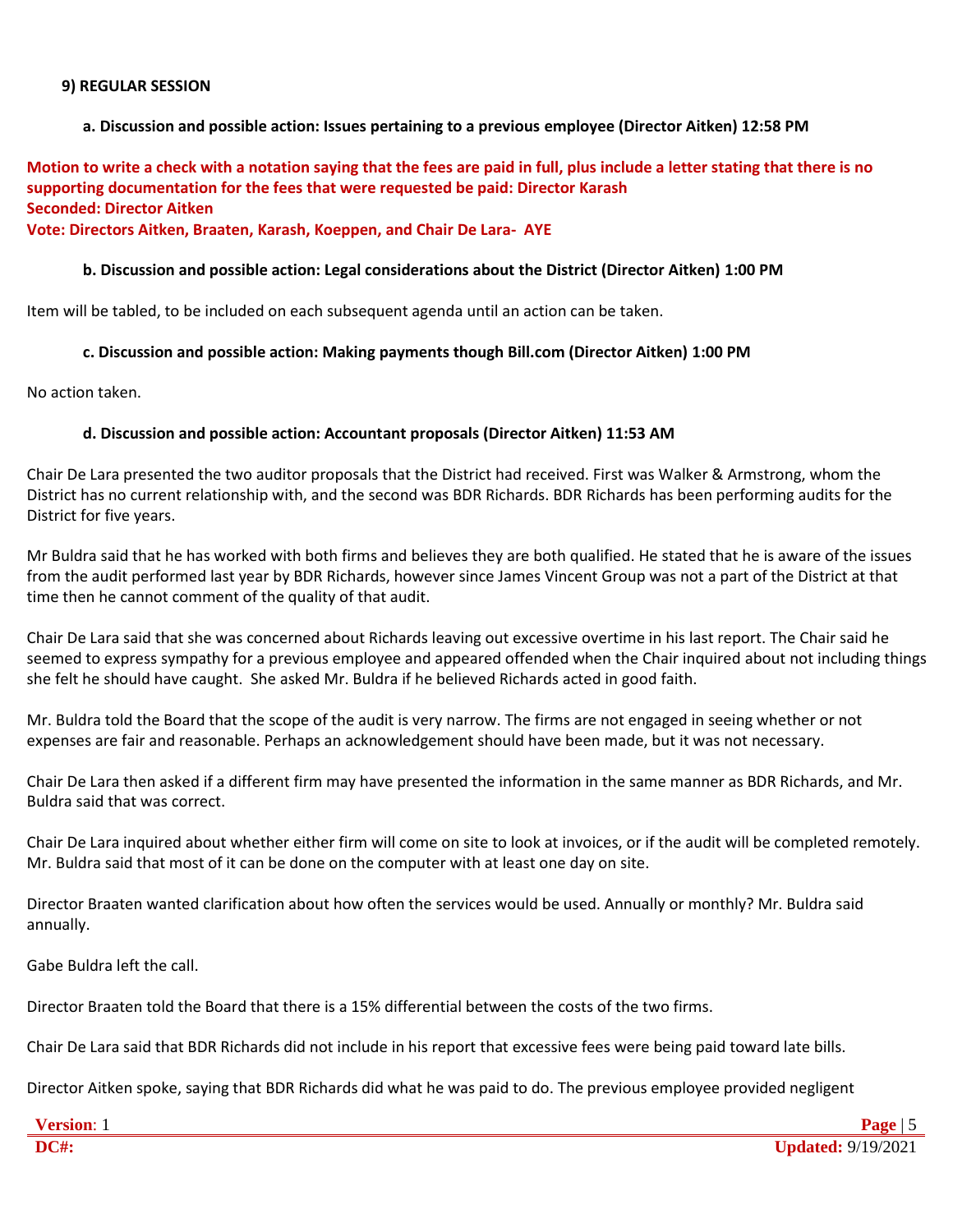**9) REGULAR SESSION**

**a. Discussion and possible action: Issues pertaining to a previous employee (Director Aitken) 12:58 PM**

**Motion to write a check with a notation saying that the fees are paid in full, plus include a letter stating that there is no supporting documentation for the fees that were requested be paid: Director Karash**
**Seconded: Director Aitken**
**Vote: Directors Aitken, Braaten, Karash, Koeppen, and Chair De Lara- AYE**

**b. Discussion and possible action: Legal considerations about the District (Director Aitken) 1:00 PM**

Item will be tabled, to be included on each subsequent agenda until an action can be taken.

**c. Discussion and possible action: Making payments though Bill.com (Director Aitken) 1:00 PM**

No action taken.

**d. Discussion and possible action: Accountant proposals (Director Aitken) 11:53 AM**

Chair De Lara presented the two auditor proposals that the District had received. First was Walker & Armstrong, whom the District has no current relationship with, and the second was BDR Richards. BDR Richards has been performing audits for the District for five years.

Mr Buldra said that he has worked with both firms and believes they are both qualified. He stated that he is aware of the issues from the audit performed last year by BDR Richards, however since James Vincent Group was not a part of the District at that time then he cannot comment of the quality of that audit.

Chair De Lara said that she was concerned about Richards leaving out excessive overtime in his last report. The Chair said he seemed to express sympathy for a previous employee and appeared offended when the Chair inquired about not including things she felt he should have caught. She asked Mr. Buldra if he believed Richards acted in good faith.

Mr. Buldra told the Board that the scope of the audit is very narrow. The firms are not engaged in seeing whether or not expenses are fair and reasonable. Perhaps an acknowledgement should have been made, but it was not necessary.

Chair De Lara then asked if a different firm may have presented the information in the same manner as BDR Richards, and Mr. Buldra said that was correct.

Chair De Lara inquired about whether either firm will come on site to look at invoices, or if the audit will be completed remotely. Mr. Buldra said that most of it can be done on the computer with at least one day on site.

Director Braaten wanted clarification about how often the services would be used. Annually or monthly? Mr. Buldra said annually.

Gabe Buldra left the call.

Director Braaten told the Board that there is a 15% differential between the costs of the two firms.

Chair De Lara said that BDR Richards did not include in his report that excessive fees were being paid toward late bills.

Director Aitken spoke, saying that BDR Richards did what he was paid to do. The previous employee provided negligent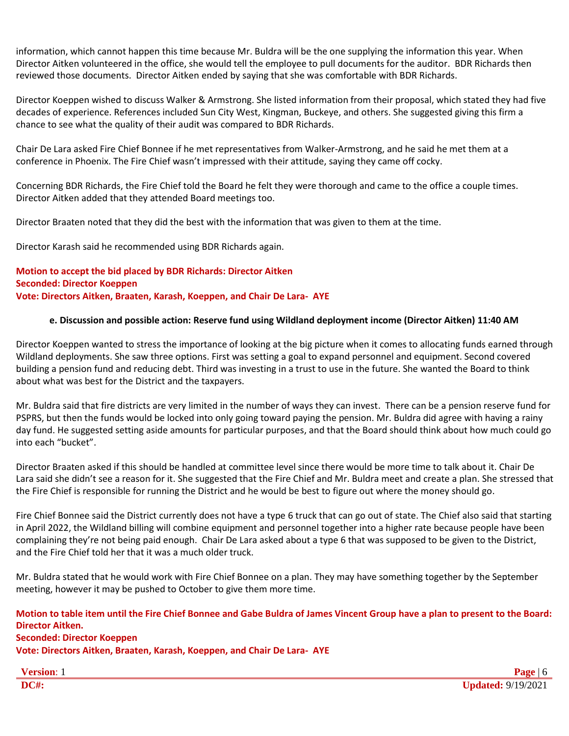information, which cannot happen this time because Mr. Buldra will be the one supplying the information this year. When Director Aitken volunteered in the office, she would tell the employee to pull documents for the auditor. BDR Richards then reviewed those documents. Director Aitken ended by saying that she was comfortable with BDR Richards.

Director Koeppen wished to discuss Walker & Armstrong. She listed information from their proposal, which stated they had five decades of experience. References included Sun City West, Kingman, Buckeye, and others. She suggested giving this firm a chance to see what the quality of their audit was compared to BDR Richards.

Chair De Lara asked Fire Chief Bonnee if he met representatives from Walker-Armstrong, and he said he met them at a conference in Phoenix. The Fire Chief wasn't impressed with their attitude, saying they came off cocky.

Concerning BDR Richards, the Fire Chief told the Board he felt they were thorough and came to the office a couple times. Director Aitken added that they attended Board meetings too.

Director Braaten noted that they did the best with the information that was given to them at the time.

Director Karash said he recommended using BDR Richards again.

**Motion to accept the bid placed by BDR Richards: Director Aitken**
**Seconded: Director Koeppen**
**Vote: Directors Aitken, Braaten, Karash, Koeppen, and Chair De Lara- AYE**

**e. Discussion and possible action: Reserve fund using Wildland deployment income (Director Aitken) 11:40 AM**

Director Koeppen wanted to stress the importance of looking at the big picture when it comes to allocating funds earned through Wildland deployments. She saw three options. First was setting a goal to expand personnel and equipment. Second covered building a pension fund and reducing debt. Third was investing in a trust to use in the future. She wanted the Board to think about what was best for the District and the taxpayers.

Mr. Buldra said that fire districts are very limited in the number of ways they can invest. There can be a pension reserve fund for PSPRS, but then the funds would be locked into only going toward paying the pension. Mr. Buldra did agree with having a rainy day fund. He suggested setting aside amounts for particular purposes, and that the Board should think about how much could go into each "bucket".

Director Braaten asked if this should be handled at committee level since there would be more time to talk about it. Chair De Lara said she didn't see a reason for it. She suggested that the Fire Chief and Mr. Buldra meet and create a plan. She stressed that the Fire Chief is responsible for running the District and he would be best to figure out where the money should go.

Fire Chief Bonnee said the District currently does not have a type 6 truck that can go out of state. The Chief also said that starting in April 2022, the Wildland billing will combine equipment and personnel together into a higher rate because people have been complaining they're not being paid enough. Chair De Lara asked about a type 6 that was supposed to be given to the District, and the Fire Chief told her that it was a much older truck.

Mr. Buldra stated that he would work with Fire Chief Bonnee on a plan. They may have something together by the September meeting, however it may be pushed to October to give them more time.

**Motion to table item until the Fire Chief Bonnee and Gabe Buldra of James Vincent Group have a plan to present to the Board: Director Aitken.**
**Seconded: Director Koeppen**
**Vote: Directors Aitken, Braaten, Karash, Koeppen, and Chair De Lara- AYE**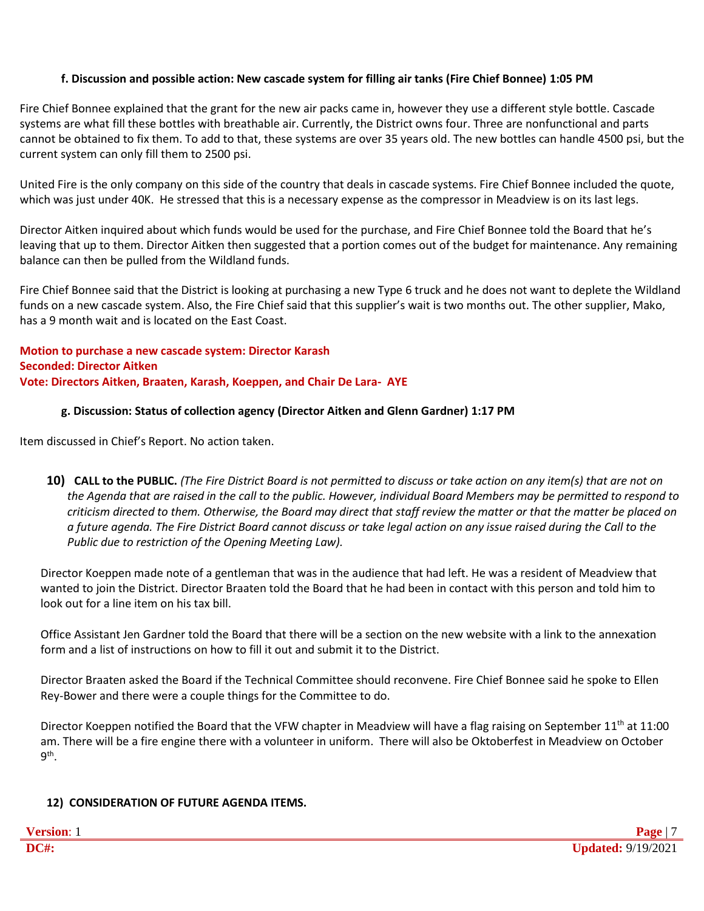#### f. Discussion and possible action: New cascade system for filling air tanks (Fire Chief Bonnee) 1:05 PM

Fire Chief Bonnee explained that the grant for the new air packs came in, however they use a different style bottle. Cascade systems are what fill these bottles with breathable air. Currently, the District owns four. Three are nonfunctional and parts cannot be obtained to fix them. To add to that, these systems are over 35 years old. The new bottles can handle 4500 psi, but the current system can only fill them to 2500 psi.

United Fire is the only company on this side of the country that deals in cascade systems. Fire Chief Bonnee included the quote, which was just under 40K. He stressed that this is a necessary expense as the compressor in Meadview is on its last legs.

Director Aitken inquired about which funds would be used for the purchase, and Fire Chief Bonnee told the Board that he's leaving that up to them. Director Aitken then suggested that a portion comes out of the budget for maintenance. Any remaining balance can then be pulled from the Wildland funds.

Fire Chief Bonnee said that the District is looking at purchasing a new Type 6 truck and he does not want to deplete the Wildland funds on a new cascade system. Also, the Fire Chief said that this supplier's wait is two months out. The other supplier, Mako, has a 9 month wait and is located on the East Coast.

**Motion to purchase a new cascade system: Director Karash**
**Seconded: Director Aitken**
**Vote: Directors Aitken, Braaten, Karash, Koeppen, and Chair De Lara- AYE**

#### g. Discussion: Status of collection agency (Director Aitken and Glenn Gardner) 1:17 PM

Item discussed in Chief's Report. No action taken.

### 10) CALL to the PUBLIC.

*(The Fire District Board is not permitted to discuss or take action on any item(s) that are not on the Agenda that are raised in the call to the public. However, individual Board Members may be permitted to respond to criticism directed to them. Otherwise, the Board may direct that staff review the matter or that the matter be placed on a future agenda. The Fire District Board cannot discuss or take legal action on any issue raised during the Call to the Public due to restriction of the Opening Meeting Law).*

Director Koeppen made note of a gentleman that was in the audience that had left. He was a resident of Meadview that wanted to join the District. Director Braaten told the Board that he had been in contact with this person and told him to look out for a line item on his tax bill.

Office Assistant Jen Gardner told the Board that there will be a section on the new website with a link to the annexation form and a list of instructions on how to fill it out and submit it to the District.

Director Braaten asked the Board if the Technical Committee should reconvene. Fire Chief Bonnee said he spoke to Ellen Rey-Bower and there were a couple things for the Committee to do.

Director Koeppen notified the Board that the VFW chapter in Meadview will have a flag raising on September 11th at 11:00 am. There will be a fire engine there with a volunteer in uniform. There will also be Oktoberfest in Meadview on October 9th.

### 12) CONSIDERATION OF FUTURE AGENDA ITEMS.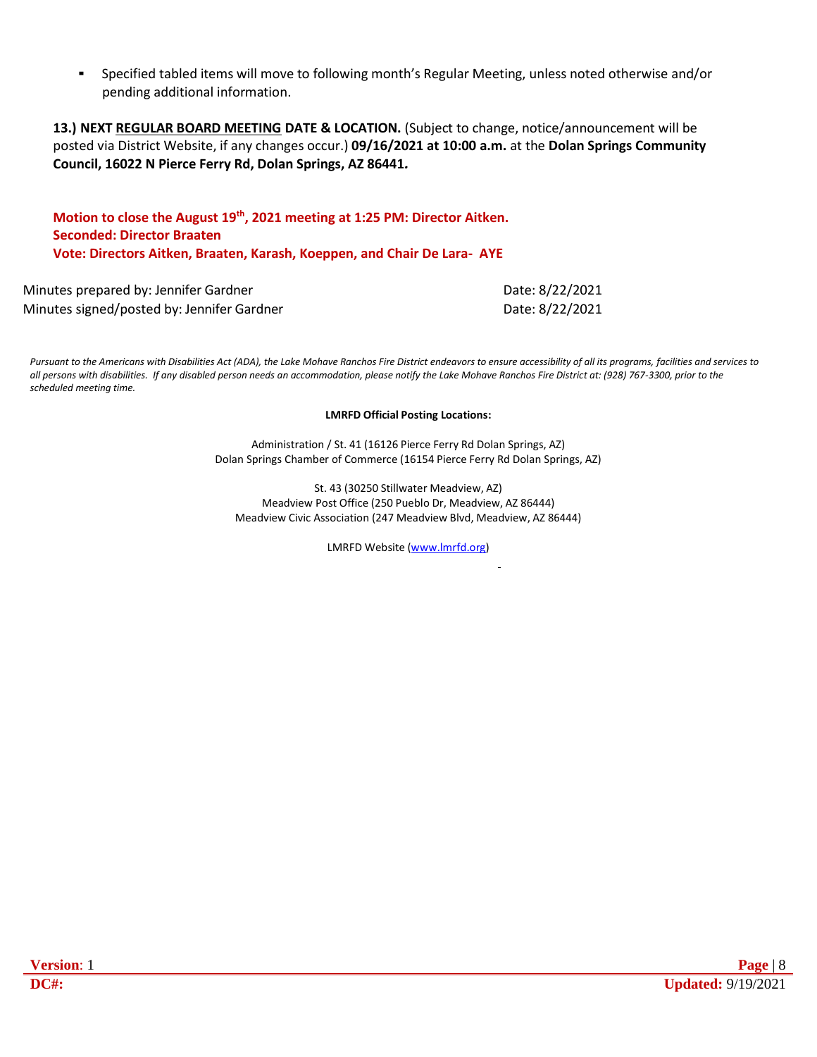- Specified tabled items will move to following month's Regular Meeting, unless noted otherwise and/or pending additional information.

**13.) NEXT REGULAR BOARD MEETING DATE & LOCATION.** (Subject to change, notice/announcement will be posted via District Website, if any changes occur.) **09/16/2021 at 10:00 a.m.** at the **Dolan Springs Community Council, 16022 N Pierce Ferry Rd, Dolan Springs, AZ 86441.**

**Motion to close the August 19th, 2021 meeting at 1:25 PM: Director Aitken.**
**Seconded: Director Braaten**
**Vote: Directors Aitken, Braaten, Karash, Koeppen, and Chair De Lara- AYE**

Minutes prepared by: Jennifer Gardner Date: 8/22/2021
Minutes signed/posted by: Jennifer Gardner Date: 8/22/2021

*Pursuant to the Americans with Disabilities Act (ADA), the Lake Mohave Ranchos Fire District endeavors to ensure accessibility of all its programs, facilities and services to all persons with disabilities. If any disabled person needs an accommodation, please notify the Lake Mohave Ranchos Fire District at: (928) 767-3300, prior to the scheduled meeting time.*

**LMRFD Official Posting Locations:**

Administration / St. 41 (16126 Pierce Ferry Rd Dolan Springs, AZ)
Dolan Springs Chamber of Commerce (16154 Pierce Ferry Rd Dolan Springs, AZ)

St. 43 (30250 Stillwater Meadview, AZ)
Meadview Post Office (250 Pueblo Dr, Meadview, AZ 86444)
Meadview Civic Association (247 Meadview Blvd, Meadview, AZ 86444)

LMRFD Website (www.lmrfd.org)

**Version**: 1
**DC#:**
**Updated:** 9/19/2021